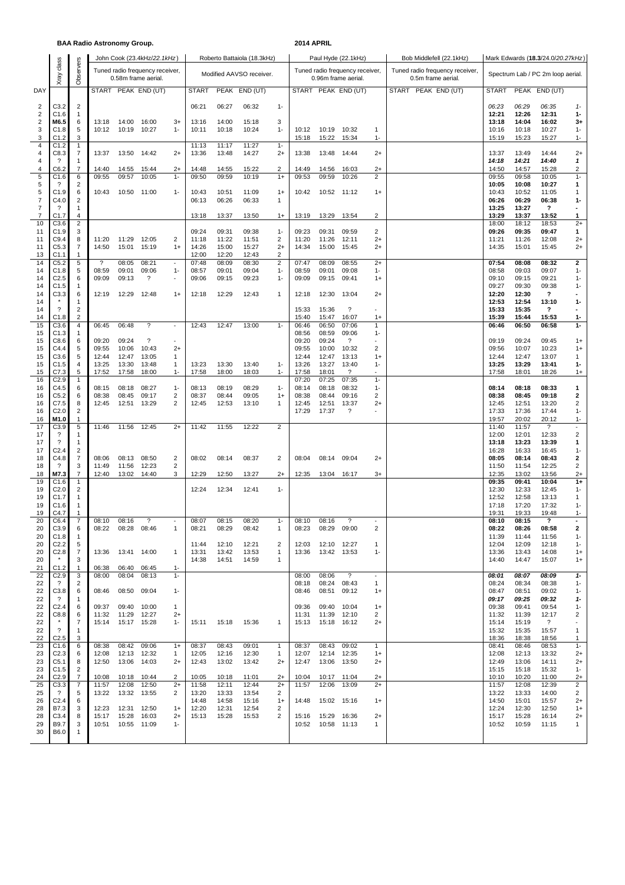**BAA Radio Astronomy Group.**

**2014 APRIL**

| DAY | Xray class | Observers | John Cook (23.4kHz/*22.1kHz*) Tuned radio frequency receiver, 0.58m frame aerial. | | | | Roberto Battaiola (18.3kHz) Modified AAVSO receiver. | | | | Paul Hyde (22.1kHz) Tuned radio frequency receiver, 0.96m frame aerial. | | | | Bob Middlefell (22.1kHz) Tuned radio frequency receiver, 0.5m frame aerial. | | | | Mark Edwards (**18.3**/24.0/*20.27kHz*) Spectrum Lab / PC 2m loop aerial. | | | |
|---|---|---|---|---|---|---|---|---|---|---|---|---|---|---|---|---|---|---|---|---|---|---|
| | | | START | PEAK | END (UT) | | START | PEAK | END (UT) | | START | PEAK | END (UT) | | START | PEAK | END (UT) | | START | PEAK | END (UT) | |
| 2 | C3.2 | 2 | | | | | 06:21 | 06:27 | 06:32 | 1- | | | | | | | | | 06:23 | 06:29 | 06:35 | 1- |
| 2 | C1.6 | 1 | | | | | | | | | | | | | | | | | 12:21 | 12:26 | 12:31 | 1- |
| 2 | M6.5 | 6 | 13:18 | 14:00 | 16:00 | 3+ | 13:16 | 14:00 | 15:18 | 3 | | | | | | | | | 13:18 | 14:04 | 16:02 | 3+ |
| 3 | C1.8 | 5 | 10:12 | 10:19 | 10:27 | 1- | 10:11 | 10:18 | 10:24 | 1- | 10:12 | 10:19 | 10:32 | 1 | | | | | 10:16 | 10:18 | 10:27 | 1- |
| 3 | C1.2 | 3 | | | | | | | | | 15:18 | 15:22 | 15:34 | 1- | | | | | 15:19 | 15:23 | 15:27 | 1- |
| 4 | C1.2 | 1 | | | | | 11:13 | 11:17 | 11:27 | 1- | | | | | | | | | | | | |
| 4 | C8.3 | 7 | 13:37 | 13:50 | 14:42 | 2+ | 13:36 | 13:48 | 14:27 | 2+ | 13:38 | 13:48 | 14:44 | 2+ | | | | | 13:37 | 13:49 | 14:44 | 2+ |
| 4 | ? | 1 | | | | | | | | | | | | | | | | | 14:18 | 14:21 | 14:40 | 1 |
| 4 | C6.2 | 7 | 14:40 | 14:55 | 15:44 | 2+ | 14:48 | 14:55 | 15:22 | 2 | 14:49 | 14:56 | 16:03 | 2+ | | | | | 14:50 | 14:57 | 15:28 | 2 |
| 5 | C1.6 | 6 | 09:55 | 09:57 | 10:05 | 1- | 09:50 | 09:59 | 10:19 | 1+ | 09:53 | 09:59 | 10:26 | 2 | | | | | 09:55 | 09:58 | 10:05 | 1- |
| 5 | ? | 2 | | | | | | | | | | | | | | | | | 10:05 | 10:08 | 10:27 | 1 |
| 5 | C1.9 | 6 | 10:43 | 10:50 | 11:00 | 1- | 10:43 | 10:51 | 11:09 | 1+ | 10:42 | 10:52 | 11:12 | 1+ | | | | | 10:43 | 10:52 | 11:05 | 1 |
| 7 | C4.0 | 2 | | | | | 06:13 | 06:26 | 06:33 | 1 | | | | | | | | | 06:26 | 06:29 | 06:38 | 1- |
| 7 | ? | 1 | | | | | | | | | | | | | | | | | 13:25 | 13:27 | ? | - |
| 7 | C1.7 | 4 | | | | | 13:18 | 13:37 | 13:50 | 1+ | 13:19 | 13:29 | 13:54 | 2 | | | | | 13:29 | 13:37 | 13:52 | 1 |
| 10 | C3.6 | 2 | | | | | | | | | | | | | | | | | 18:00 | 18:12 | 18:53 | 2+ |
| 11 | C1.9 | 3 | | | | | 09:24 | 09:31 | 09:38 | 1- | 09:23 | 09:31 | 09:59 | 2 | | | | | 09:26 | 09:35 | 09:47 | 1 |
| 11 | C9.4 | 8 | 11:20 | 11:29 | 12:05 | 2 | 11:18 | 11:22 | 11:51 | 2 | 11:20 | 11:26 | 12:11 | 2+ | | | | | 11:21 | 11:26 | 12:08 | 2+ |
| 11 | C5.3 | 7 | 14:50 | 15:01 | 15:19 | 1+ | 14:26 | 15:00 | 15:27 | 2+ | 14:34 | 15:00 | 15:45 | 2+ | | | | | 14:35 | 15:01 | 15:45 | 2+ |
| 13 | C1.1 | 1 | | | | | 12:00 | 12:20 | 12:43 | 2 | | | | | | | | | | | | |
| 14 | C5.2 | 5 | ? | 08:05 | 08:21 | - | 07:48 | 08:09 | 08:30 | 2 | 07:47 | 08:09 | 08:55 | 2+ | | | | | 07:54 | 08:08 | 08:32 | 2 |
| 14 | C1.8 | 5 | 08:59 | 09:01 | 09:06 | 1- | 08:57 | 09:01 | 09:04 | 1- | 08:59 | 09:01 | 09:08 | 1- | | | | | 08:58 | 09:03 | 09:07 | 1- |
| 14 | C2.5 | 6 | 09:09 | 09:13 | ? | - | 09:06 | 09:15 | 09:23 | 1- | 09:09 | 09:15 | 09:41 | 1+ | | | | | 09:10 | 09:15 | 09:21 | 1- |
| 14 | C1.5 | 1 | | | | | | | | | | | | | | | | | 09:27 | 09:30 | 09:38 | 1- |
| 14 | C3.3 | 6 | 12:19 | 12:29 | 12:48 | 1+ | 12:18 | 12:29 | 12:43 | 1 | 12:18 | 12:30 | 13:04 | 2+ | | | | | 12:20 | 12:30 | ? | - |
| 14 | * | 1 | | | | | | | | | | | | | | | | | 12:53 | 12:54 | 13:10 | 1- |
| 14 | ? | 2 | | | | | | | | | 15:33 | 15:36 | ? | - | | | | | 15:33 | 15:35 | ? | - |
| 14 | C1.8 | 2 | | | | | | | | | 15:40 | 15:47 | 16:07 | 1+ | | | | | 15:39 | 15:44 | 15:53 | 1- |
| 15 | C3.6 | 4 | 06:45 | 06:48 | ? | - | 12:43 | 12:47 | 13:00 | 1- | 06:46 | 06:50 | 07:06 | 1 | | | | | 06:46 | 06:50 | 06:58 | 1- |
| 15 | C1.3 | 1 | | | | | | | | | 08:56 | 08:59 | 09:06 | 1- | | | | | | | | |
| 15 | C8.6 | 6 | 09:20 | 09:24 | ? | - | | | | | 09:20 | 09:24 | ? | - | | | | | 09:19 | 09:24 | 09:45 | 1+ |
| 15 | C4.4 | 5 | 09:55 | 10:06 | 10:43 | 2+ | | | | | 09:55 | 10:00 | 10:32 | 2 | | | | | 09:56 | 10:07 | 10:23 | 1+ |
| 15 | C3.6 | 5 | 12:44 | 12:47 | 13:05 | 1 | | | | | 12:44 | 12:47 | 13:13 | 1+ | | | | | 12:44 | 12:47 | 13:07 | 1 |
| 15 | C1.5 | 4 | 13:25 | 13:30 | 13:48 | 1 | 13:23 | 13:30 | 13:40 | 1- | 13:26 | 13:27 | 13:40 | 1- | | | | | 13:25 | 13:29 | 13:41 | 1- |
| 15 | C7.3 | 5 | 17:52 | 17:58 | 18:00 | 1- | 17:58 | 18:00 | 18:03 | 1- | 17:58 | 18:01 | ? | - | | | | | 17:58 | 18:01 | 18:26 | 1+ |
| 16 | C2.9 | 1 | | | | | | | | | 07:20 | 07:25 | 07:35 | 1- | | | | | | | | |
| 16 | C4.5 | 6 | 08:15 | 08:18 | 08:27 | 1- | 08:13 | 08:19 | 08:29 | 1- | 08:14 | 08:18 | 08:32 | 1- | | | | | 08:14 | 08:18 | 08:33 | 1 |
| 16 | C5.2 | 6 | 08:38 | 08:45 | 09:17 | 2 | 08:37 | 08:44 | 09:05 | 1+ | 08:38 | 08:44 | 09:16 | 2 | | | | | 08:38 | 08:45 | 09:18 | 2 |
| 16 | C7.5 | 8 | 12:45 | 12:51 | 13:29 | 2 | 12:45 | 12:53 | 13:10 | 1 | 12:45 | 12:51 | 13:37 | 2+ | | | | | 12:45 | 12:51 | 13:20 | 2 |
| 16 | C2.0 | 2 | | | | | | | | | 17:29 | 17:37 | ? | - | | | | | 17:33 | 17:36 | 17:44 | 1- |
| 16 | M1.0 | 1 | | | | | | | | | | | | | | | | | 19:57 | 20:02 | 20:12 | 1- |
| 17 | C3.9 | 5 | 11:46 | 11:56 | 12:45 | 2+ | 11:42 | 11:55 | 12:22 | 2 | | | | | | | | | 11:40 | 11:57 | ? | - |
| 17 | ? | 1 | | | | | | | | | | | | | | | | | 12:00 | 12:01 | 12:33 | 2 |
| 17 | ? | 1 | | | | | | | | | | | | | | | | | 13:18 | 13:23 | 13:39 | 1 |
| 17 | C2.4 | 2 | | | | | | | | | | | | | | | | | 16:28 | 16:33 | 16:45 | 1- |
| 18 | C4.8 | 7 | 08:06 | 08:13 | 08:50 | 2 | 08:02 | 08:14 | 08:37 | 2 | 08:04 | 08:14 | 09:04 | 2+ | | | | | 08:05 | 08:14 | 08:43 | 2 |
| 18 | ? | 3 | 11:49 | 11:56 | 12:23 | 2 | | | | | | | | | | | | | 11:50 | 11:54 | 12:25 | 2 |
| 18 | M7.3 | 7 | 12:40 | 13:02 | 14:40 | 3 | 12:29 | 12:50 | 13:27 | 2+ | 12:35 | 13:04 | 16:17 | 3+ | | | | | 12:35 | 13:02 | 13:56 | 2+ |
| 19 | C1.6 | 1 | | | | | | | | | | | | | | | | | 09:35 | 09:41 | 10:04 | 1+ |
| 19 | C2.0 | 2 | | | | | 12:24 | 12:34 | 12:41 | 1- | | | | | | | | | 12:30 | 12:33 | 12:45 | 1- |
| 19 | C1.7 | 1 | | | | | | | | | | | | | | | | | 12:52 | 12:58 | 13:13 | 1 |
| 19 | C1.6 | 1 | | | | | | | | | | | | | | | | | 17:18 | 17:20 | 17:32 | 1- |
| 19 | C4.7 | 1 | | | | | | | | | | | | | | | | | 19:31 | 19:33 | 19:48 | 1- |
| 20 | C6.4 | 7 | 08:10 | 08:16 | ? | - | 08:07 | 08:15 | 08:20 | 1- | 08:10 | 08:16 | ? | - | | | | | 08:10 | 08:15 | ? | - |
| 20 | C3.9 | 6 | 08:22 | 08:28 | 08:46 | 1 | 08:21 | 08:29 | 08:42 | 1 | 08:23 | 08:29 | 09:00 | 2 | | | | | 08:22 | 08:26 | 08:58 | 2 |
| 20 | C1.8 | 1 | | | | | | | | | | | | | | | | | 11:39 | 11:44 | 11:56 | 1- |
| 20 | C2.2 | 5 | | | | | 11:44 | 12:10 | 12:21 | 2 | 12:03 | 12:10 | 12:27 | 1 | | | | | 12:04 | 12:09 | 12:18 | 1- |
| 20 | C2.8 | 7 | 13:36 | 13:41 | 14:00 | 1 | 13:31 | 13:42 | 13:53 | 1 | 13:36 | 13:42 | 13:53 | 1- | | | | | 13:36 | 13:43 | 14:08 | 1+ |
| 20 | * | 3 | | | | | 14:38 | 14:51 | 14:59 | 1 | | | | | | | | | 14:40 | 14:47 | 15:07 | 1+ |
| 21 | C1.2 | 1 | 06:38 | 06:40 | 06:45 | 1- | | | | | | | | | | | | | | | | |
| 22 | C2.9 | 3 | 08:00 | 08:04 | 08:13 | 1- | | | | | 08:00 | 08:06 | ? | - | | | | | 08:01 | 08:07 | 08:09 | 1- |
| 22 | ? | 2 | | | | | | | | | 08:18 | 08:24 | 08:43 | 1 | | | | | 08:24 | 08:34 | 08:38 | 1- |
| 22 | C3.8 | 6 | 08:46 | 08:50 | 09:04 | 1- | | | | | 08:46 | 08:51 | 09:12 | 1+ | | | | | 08:47 | 08:51 | 09:02 | 1- |
| 22 | ? | 1 | | | | | | | | | | | | | | | | | 09:17 | 09:25 | 09:32 | 1- |
| 22 | C2.4 | 6 | 09:37 | 09:40 | 10:00 | 1 | | | | | 09:36 | 09:40 | 10:04 | 1+ | | | | | 09:38 | 09:41 | 09:54 | 1- |
| 22 | C8.8 | 6 | 11:32 | 11:29 | 12:27 | 2+ | | | | | 11:31 | 11:39 | 12:10 | 2 | | | | | 11:32 | 11:39 | 12:17 | 2 |
| 22 | * | 7 | 15:14 | 15:17 | 15:28 | 1- | 15:11 | 15:18 | 15:36 | 1 | 15:13 | 15:18 | 16:12 | 2+ | | | | | 15:14 | 15:19 | ? | - |
| 22 | ? | 1 | | | | | | | | | | | | | | | | | 15:32 | 15:35 | 15:57 | 1 |
| 22 | C2.5 | 3 | | | | | | | | | | | | | | | | | 18:36 | 18:38 | 18:56 | 1 |
| 23 | C1.6 | 6 | 08:38 | 08:42 | 09:06 | 1+ | 08:37 | 08:43 | 09:01 | 1 | 08:37 | 08:43 | 09:02 | 1 | | | | | 08:41 | 08:46 | 08:53 | 1- |
| 23 | C2.3 | 6 | 12:08 | 12:13 | 12:32 | 1 | 12:05 | 12:16 | 12:30 | 1 | 12:07 | 12:14 | 12:35 | 1+ | | | | | 12:08 | 12:13 | 13:32 | 2+ |
| 23 | C5.1 | 8 | 12:50 | 13:06 | 14:03 | 2+ | 12:43 | 13:02 | 13:42 | 2+ | 12:47 | 13:06 | 13:50 | 2+ | | | | | 12:49 | 13:06 | 14:11 | 2+ |
| 23 | C1.5 | 2 | | | | | | | | | | | | | | | | | 15:15 | 15:18 | 15:32 | 1- |
| 24 | C2.9 | 7 | 10:08 | 10:18 | 10:44 | 2 | 10:05 | 10:18 | 11:01 | 2+ | 10:04 | 10:17 | 11:04 | 2+ | | | | | 10:10 | 10:20 | 11:00 | 2+ |
| 25 | C3.3 | 7 | 11:57 | 12:08 | 12:50 | 2+ | 11:58 | 12:11 | 12:44 | 2+ | 11:57 | 12:06 | 13:09 | 2+ | | | | | 11:57 | 12:08 | 12:39 | 2 |
| 25 | ? | 5 | 13:22 | 13:32 | 13:55 | 2 | 13:20 | 13:33 | 13:54 | 2 | | | | | | | | | 13:22 | 13:33 | 14:00 | 2 |
| 26 | C2.4 | 6 | | | | | 14:48 | 14:58 | 15:16 | 1+ | 14:48 | 15:02 | 15:16 | 1+ | | | | | 14:50 | 15:01 | 15:57 | 2+ |
| 28 | B7.3 | 3 | 12:23 | 12:31 | 12:50 | 1+ | 12:20 | 12:31 | 12:54 | 2 | | | | | | | | | 12:24 | 12:30 | 12:50 | 1+ |
| 28 | C3.4 | 8 | 15:17 | 15:28 | 16:03 | 2+ | 15:13 | 15:28 | 15:53 | 2 | 15:16 | 15:29 | 16:36 | 2+ | | | | | 15:17 | 15:28 | 16:14 | 2+ |
| 29 | B9.7 | 3 | 10:51 | 10:55 | 11:09 | 1- | | | | | 10:52 | 10:58 | 11:13 | 1 | | | | | 10:52 | 10:59 | 11:15 | 1 |
| 30 | B6.0 | 1 | | | | | | | | | | | | | | | | | | | | |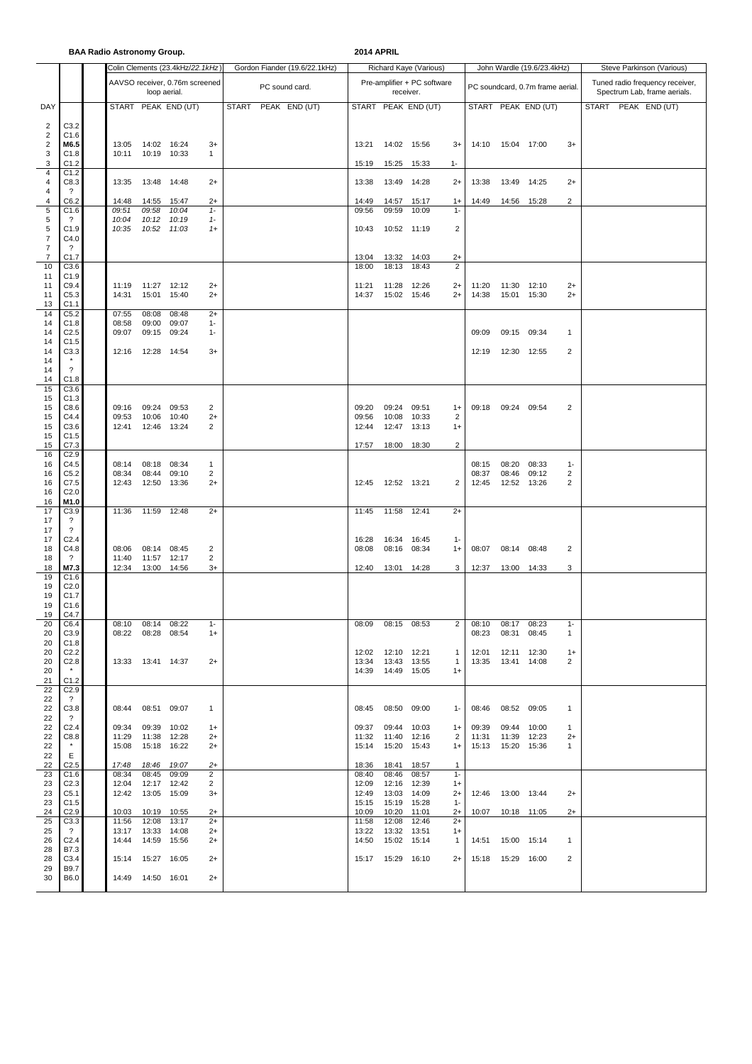**BAA Radio Astronomy Group.** **2014 APRIL**

| DAY | | Colin Clements (23.4kHz/*22.1kHz*) AAVSO receiver, 0.76m screened loop aerial. START | PEAK | END (UT) | | Gordon Fiander (19.6/22.1kHz) PC sound card. START | PEAK | END (UT) | Richard Kaye (Various) Pre-amplifier + PC software receiver. START | PEAK | END (UT) | | John Wardle (19.6/23.4kHz) PC soundcard, 0.7m frame aerial. START | PEAK | END (UT) | | Steve Parkinson (Various) Tuned radio frequency receiver, Spectrum Lab, frame aerials. START | PEAK | END (UT) |
|---|---|---|---|---|---|---|---|---|---|---|---|---|---|---|---|---|---|---|---|---|---|
| 2 | C3.2 | | | | | | | | | | | | | | | | | | | | |
| 2 | C1.6 | | | | | | | | | | | | | | | | | | | | |
| 2 | **M6.5** | 13:05 | 14:02 | 16:24 | 3+ | | | | 13:21 | 14:02 | 15:56 | 3+ | 14:10 | 15:04 | 17:00 | 3+ | | | | | |
| 3 | C1.8 | 10:11 | 10:19 | 10:33 | 1 | | | | | | | | | | | | | | | | |
| 3 | C1.2 | | | | | | | | 15:19 | 15:25 | 15:33 | 1- | | | | | | | | | |
| 4 | C1.2 | | | | | | | | | | | | | | | | | | | | |
| 4 | C8.3 | 13:35 | 13:48 | 14:48 | 2+ | | | | 13:38 | 13:49 | 14:28 | 2+ | 13:38 | 13:49 | 14:25 | 2+ | | | | | |
| 4 | ? | | | | | | | | | | | | | | | | | | | | |
| 4 | C6.2 | 14:48 | 14:55 | 15:47 | 2+ | | | | 14:49 | 14:57 | 15:17 | 1+ | 14:49 | 14:56 | 15:28 | 2 | | | | | |
| 5 | C1.6 | *09:51* | *09:58* | *10:04* | *1-* | | | | 09:56 | 09:59 | 10:09 | 1- | | | | | | | | | |
| 5 | ? | *10:04* | *10:12* | *10:19* | *1-* | | | | | | | | | | | | | | | | |
| 5 | C1.9 | *10:35* | *10:52* | *11:03* | *1+* | | | | 10:43 | 10:52 | 11:19 | 2 | | | | | | | | | |
| 7 | C4.0 | | | | | | | | | | | | | | | | | | | | |
| 7 | ? | | | | | | | | | | | | | | | | | | | | |
| 7 | C1.7 | | | | | | | | 13:04 | 13:32 | 14:03 | 2+ | | | | | | | | | |
| 10 | C3.6 | | | | | | | | 18:00 | 18:13 | 18:43 | 2 | | | | | | | | | |
| 11 | C1.9 | | | | | | | | | | | | | | | | | | | | |
| 11 | C9.4 | 11:19 | 11:27 | 12:12 | 2+ | | | | 11:21 | 11:28 | 12:26 | 2+ | 11:20 | 11:30 | 12:10 | 2+ | | | | | |
| 11 | C5.3 | 14:31 | 15:01 | 15:40 | 2+ | | | | 14:37 | 15:02 | 15:46 | 2+ | 14:38 | 15:01 | 15:30 | 2+ | | | | | |
| 13 | C1.1 | | | | | | | | | | | | | | | | | | | | |
| 14 | C5.2 | 07:55 | 08:08 | 08:48 | 2+ | | | | | | | | | | | | | | | | |
| 14 | C1.8 | 08:58 | 09:00 | 09:07 | 1- | | | | | | | | | | | | | | | | |
| 14 | C2.5 | 09:07 | 09:15 | 09:24 | 1- | | | | | | | | 09:09 | 09:15 | 09:34 | 1 | | | | | |
| 14 | C1.5 | | | | | | | | | | | | | | | | | | | | |
| 14 | C3.3 | 12:16 | 12:28 | 14:54 | 3+ | | | | | | | | 12:19 | 12:30 | 12:55 | 2 | | | | | |
| 14 | * | | | | | | | | | | | | | | | | | | | | |
| 14 | ? | | | | | | | | | | | | | | | | | | | | |
| 14 | C1.8 | | | | | | | | | | | | | | | | | | | | |
| 15 | C3.6 | | | | | | | | | | | | | | | | | | | | |
| 15 | C1.3 | | | | | | | | | | | | | | | | | | | | |
| 15 | C8.6 | 09:16 | 09:24 | 09:53 | 2 | | | | 09:20 | 09:24 | 09:51 | 1+ | 09:18 | 09:24 | 09:54 | 2 | | | | | |
| 15 | C4.4 | 09:53 | 10:06 | 10:40 | 2+ | | | | 09:56 | 10:08 | 10:33 | 2 | | | | | | | | | |
| 15 | C3.6 | 12:41 | 12:46 | 13:24 | 2 | | | | 12:44 | 12:47 | 13:13 | 1+ | | | | | | | | | |
| 15 | C1.5 | | | | | | | | | | | | | | | | | | | | |
| 15 | C7.3 | | | | | | | | 17:57 | 18:00 | 18:30 | 2 | | | | | | | | | |
| 16 | C2.9 | | | | | | | | | | | | | | | | | | | | |
| 16 | C4.5 | 08:14 | 08:18 | 08:34 | 1 | | | | | | | | 08:15 | 08:20 | 08:33 | 1- | | | | | |
| 16 | C5.2 | 08:34 | 08:44 | 09:10 | 2 | | | | | | | | 08:37 | 08:46 | 09:12 | 2 | | | | | |
| 16 | C7.5 | 12:43 | 12:50 | 13:36 | 2+ | | | | 12:45 | 12:52 | 13:21 | 2 | 12:45 | 12:52 | 13:26 | 2 | | | | | |
| 16 | C2.0 | | | | | | | | | | | | | | | | | | | | |
| 16 | **M1.0** | | | | | | | | | | | | | | | | | | | | |
| 17 | C3.9 | 11:36 | 11:59 | 12:48 | 2+ | | | | 11:45 | 11:58 | 12:41 | 2+ | | | | | | | | | |
| 17 | ? | | | | | | | | | | | | | | | | | | | | |
| 17 | ? | | | | | | | | | | | | | | | | | | | | |
| 17 | C2.4 | | | | | | | | 16:28 | 16:34 | 16:45 | 1- | | | | | | | | | |
| 18 | C4.8 | 08:06 | 08:14 | 08:45 | 2 | | | | 08:08 | 08:16 | 08:34 | 1+ | 08:07 | 08:14 | 08:48 | 2 | | | | | |
| 18 | ? | 11:40 | 11:57 | 12:17 | 2 | | | | | | | | | | | | | | | | |
| 18 | **M7.3** | 12:34 | 13:00 | 14:56 | 3+ | | | | 12:40 | 13:01 | 14:28 | 3 | 12:37 | 13:00 | 14:33 | 3 | | | | | |
| 19 | C1.6 | | | | | | | | | | | | | | | | | | | | |
| 19 | C2.0 | | | | | | | | | | | | | | | | | | | | |
| 19 | C1.7 | | | | | | | | | | | | | | | | | | | | |
| 19 | C1.6 | | | | | | | | | | | | | | | | | | | | |
| 19 | C4.7 | | | | | | | | | | | | | | | | | | | | |
| 20 | C6.4 | 08:10 | 08:14 | 08:22 | 1- | | | | 08:09 | 08:15 | 08:53 | 2 | 08:10 | 08:17 | 08:23 | 1- | | | | | |
| 20 | C3.9 | 08:22 | 08:28 | 08:54 | 1+ | | | | | | | | 08:23 | 08:31 | 08:45 | 1 | | | | | |
| 20 | C1.8 | | | | | | | | | | | | | | | | | | | | |
| 20 | C2.2 | | | | | | | | 12:02 | 12:10 | 12:21 | 1 | 12:01 | 12:11 | 12:30 | 1+ | | | | | |
| 20 | C2.8 | 13:33 | 13:41 | 14:37 | 2+ | | | | 13:34 | 13:43 | 13:55 | 1 | 13:35 | 13:41 | 14:08 | 2 | | | | | |
| 20 | * | | | | | | | | 14:39 | 14:49 | 15:05 | 1+ | | | | | | | | | |
| 21 | C1.2 | | | | | | | | | | | | | | | | | | | | |
| 22 | C2.9 | | | | | | | | | | | | | | | | | | | | |
| 22 | ? | | | | | | | | | | | | | | | | | | | | |
| 22 | C3.8 | 08:44 | 08:51 | 09:07 | 1 | | | | 08:45 | 08:50 | 09:00 | 1- | 08:46 | 08:52 | 09:05 | 1 | | | | | |
| 22 | ? | | | | | | | | | | | | | | | | | | | | |
| 22 | C2.4 | 09:34 | 09:39 | 10:02 | 1+ | | | | 09:37 | 09:44 | 10:03 | 1+ | 09:39 | 09:44 | 10:00 | 1 | | | | | |
| 22 | C8.8 | 11:29 | 11:38 | 12:28 | 2+ | | | | 11:32 | 11:40 | 12:16 | 2 | 11:31 | 11:39 | 12:23 | 2+ | | | | | |
| 22 | * | 15:08 | 15:18 | 16:22 | 2+ | | | | 15:14 | 15:20 | 15:43 | 1+ | 15:13 | 15:20 | 15:36 | 1 | | | | | |
| 22 | E | | | | | | | | | | | | | | | | | | | | |
| 22 | C2.5 | *17:48* | *18:46* | *19:07* | *2+* | | | | 18:36 | 18:41 | 18:57 | 1 | | | | | | | | | |
| 23 | C1.6 | 08:34 | 08:45 | 09:09 | 2 | | | | 08:40 | 08:46 | 08:57 | 1- | | | | | | | | | |
| 23 | C2.3 | 12:04 | 12:17 | 12:42 | 2 | | | | 12:09 | 12:16 | 12:39 | 1+ | | | | | | | | | |
| 23 | C5.1 | 12:42 | 13:05 | 15:09 | 3+ | | | | 12:49 | 13:03 | 14:09 | 2+ | 12:46 | 13:00 | 13:44 | 2+ | | | | | |
| 23 | C1.5 | | | | | | | | 15:15 | 15:19 | 15:28 | 1- | | | | | | | | | |
| 24 | C2.9 | 10:03 | 10:19 | 10:55 | 2+ | | | | 10:09 | 10:20 | 11:01 | 2+ | 10:07 | 10:18 | 11:05 | 2+ | | | | | |
| 25 | C3.3 | 11:56 | 12:08 | 13:17 | 2+ | | | | 11:58 | 12:08 | 12:46 | 2+ | | | | | | | | | |
| 25 | ? | 13:17 | 13:33 | 14:08 | 2+ | | | | 13:22 | 13:32 | 13:51 | 1+ | | | | | | | | | |
| 26 | C2.4 | 14:44 | 14:59 | 15:56 | 2+ | | | | 14:50 | 15:02 | 15:14 | 1 | 14:51 | 15:00 | 15:14 | 1 | | | | | |
| 28 | B7.3 | | | | | | | | | | | | | | | | | | | | |
| 28 | C3.4 | 15:14 | 15:27 | 16:05 | 2+ | | | | 15:17 | 15:29 | 16:10 | 2+ | 15:18 | 15:29 | 16:00 | 2 | | | | | |
| 29 | B9.7 | | | | | | | | | | | | | | | | | | | | |
| 30 | B6.0 | 14:49 | 14:50 | 16:01 | 2+ | | | | | | | | | | | | | | | | |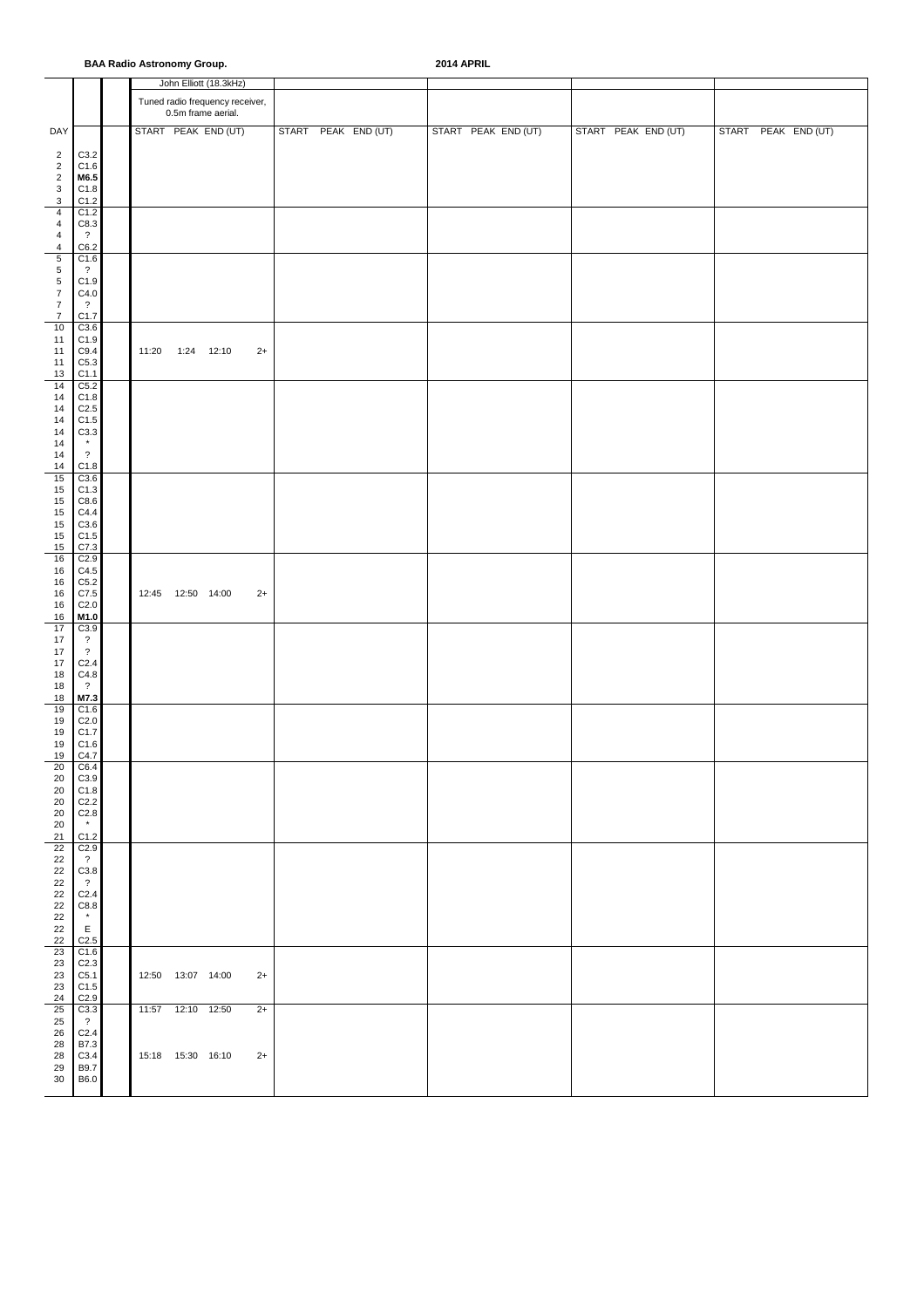**BAA Radio Astronomy Group.** **2014 APRIL**

| DAY | | | John Elliott (18.3kHz) Tuned radio frequency receiver, 0.5m frame aerial. | | | | |
|---|---|---|---|---|---|---|---|
| | | | START PEAK END (UT) | START PEAK END (UT) | START PEAK END (UT) | START PEAK END (UT) | START PEAK END (UT) |
| 2 | C3.2 | | | | | | |
| 2 | C1.6 | | | | | | |
| 2 | **M6.5** | | | | | | |
| 3 | C1.8 | | | | | | |
| 3 | C1.2 | | | | | | |
| 4 | C1.2 | | | | | | |
| 4 | C8.3 | | | | | | |
| 4 | ? | | | | | | |
| 4 | C6.2 | | | | | | |
| 5 | C1.6 | | | | | | |
| 5 | ? | | | | | | |
| 5 | C1.9 | | | | | | |
| 7 | C4.0 | | | | | | |
| 7 | ? | | | | | | |
| 7 | C1.7 | | | | | | |
| 10 | C3.6 | | | | | | |
| 11 | C1.9 | | | | | | |
| 11 | C9.4 | | 11:20 1:24 12:10 2+ | | | | |
| 11 | C5.3 | | | | | | |
| 13 | C1.1 | | | | | | |
| 14 | C5.2 | | | | | | |
| 14 | C1.8 | | | | | | |
| 14 | C2.5 | | | | | | |
| 14 | C1.5 | | | | | | |
| 14 | C3.3 | | | | | | |
| 14 | * | | | | | | |
| 14 | ? | | | | | | |
| 14 | C1.8 | | | | | | |
| 15 | C3.6 | | | | | | |
| 15 | C1.3 | | | | | | |
| 15 | C8.6 | | | | | | |
| 15 | C4.4 | | | | | | |
| 15 | C3.6 | | | | | | |
| 15 | C1.5 | | | | | | |
| 15 | C7.3 | | | | | | |
| 16 | C2.9 | | | | | | |
| 16 | C4.5 | | | | | | |
| 16 | C5.2 | | | | | | |
| 16 | C7.5 | | 12:45 12:50 14:00 2+ | | | | |
| 16 | C2.0 | | | | | | |
| 16 | **M1.0** | | | | | | |
| 17 | C3.9 | | | | | | |
| 17 | ? | | | | | | |
| 17 | ? | | | | | | |
| 17 | C2.4 | | | | | | |
| 18 | C4.8 | | | | | | |
| 18 | ? | | | | | | |
| 18 | **M7.3** | | | | | | |
| 19 | C1.6 | | | | | | |
| 19 | C2.0 | | | | | | |
| 19 | C1.7 | | | | | | |
| 19 | C1.6 | | | | | | |
| 19 | C4.7 | | | | | | |
| 20 | C6.4 | | | | | | |
| 20 | C3.9 | | | | | | |
| 20 | C1.8 | | | | | | |
| 20 | C2.2 | | | | | | |
| 20 | C2.8 | | | | | | |
| 20 | * | | | | | | |
| 21 | C1.2 | | | | | | |
| 22 | C2.9 | | | | | | |
| 22 | ? | | | | | | |
| 22 | C3.8 | | | | | | |
| 22 | ? | | | | | | |
| 22 | C2.4 | | | | | | |
| 22 | C8.8 | | | | | | |
| 22 | * | | | | | | |
| 22 | E | | | | | | |
| 22 | C2.5 | | | | | | |
| 23 | C1.6 | | | | | | |
| 23 | C2.3 | | | | | | |
| 23 | C5.1 | | 12:50 13:07 14:00 2+ | | | | |
| 23 | C1.5 | | | | | | |
| 24 | C2.9 | | | | | | |
| 25 | C3.3 | | 11:57 12:10 12:50 2+ | | | | |
| 25 | ? | | | | | | |
| 26 | C2.4 | | | | | | |
| 28 | B7.3 | | | | | | |
| 28 | C3.4 | | 15:18 15:30 16:10 2+ | | | | |
| 29 | B9.7 | | | | | | |
| 30 | B6.0 | | | | | | |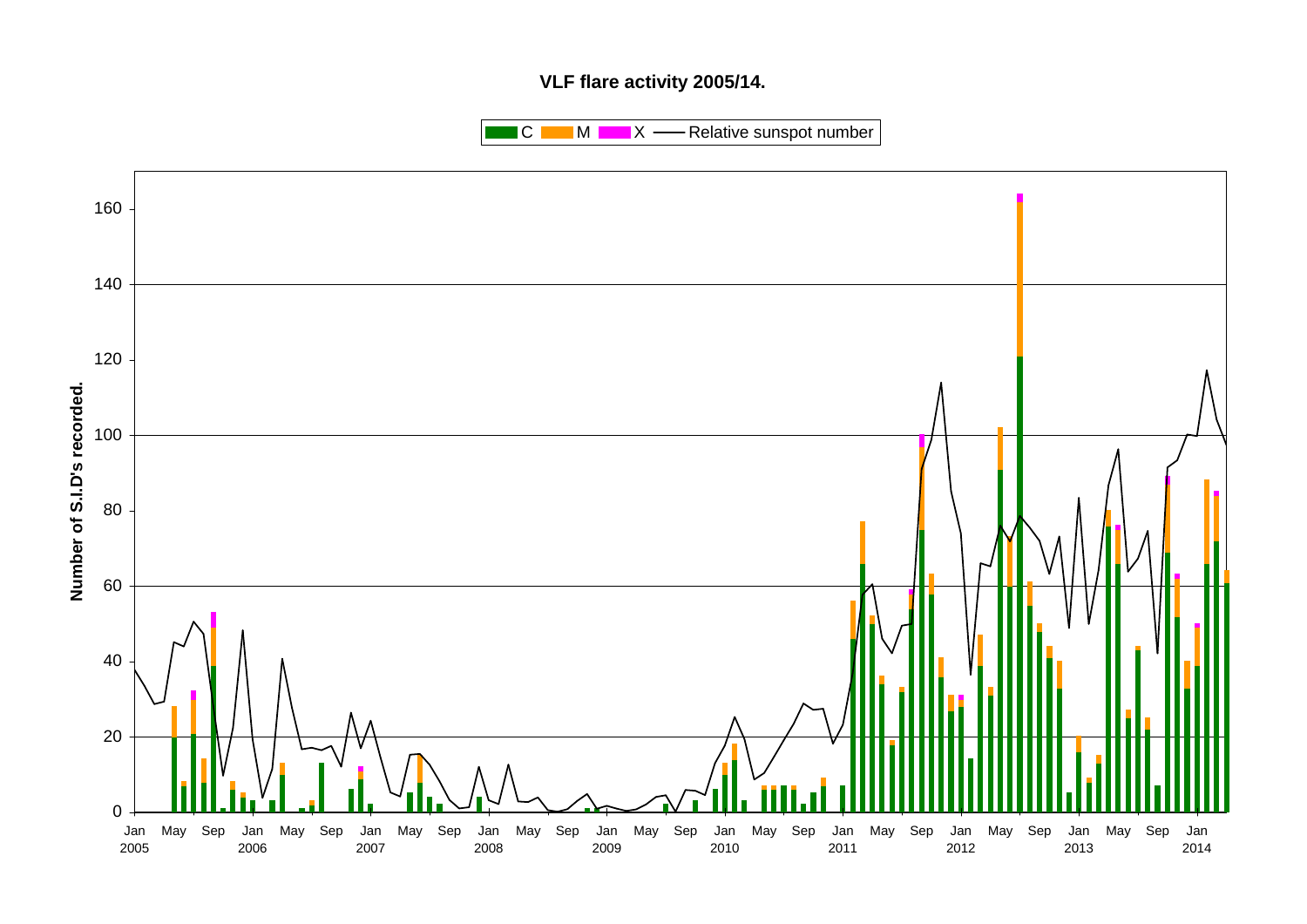**VLF flare activity 2005/14.**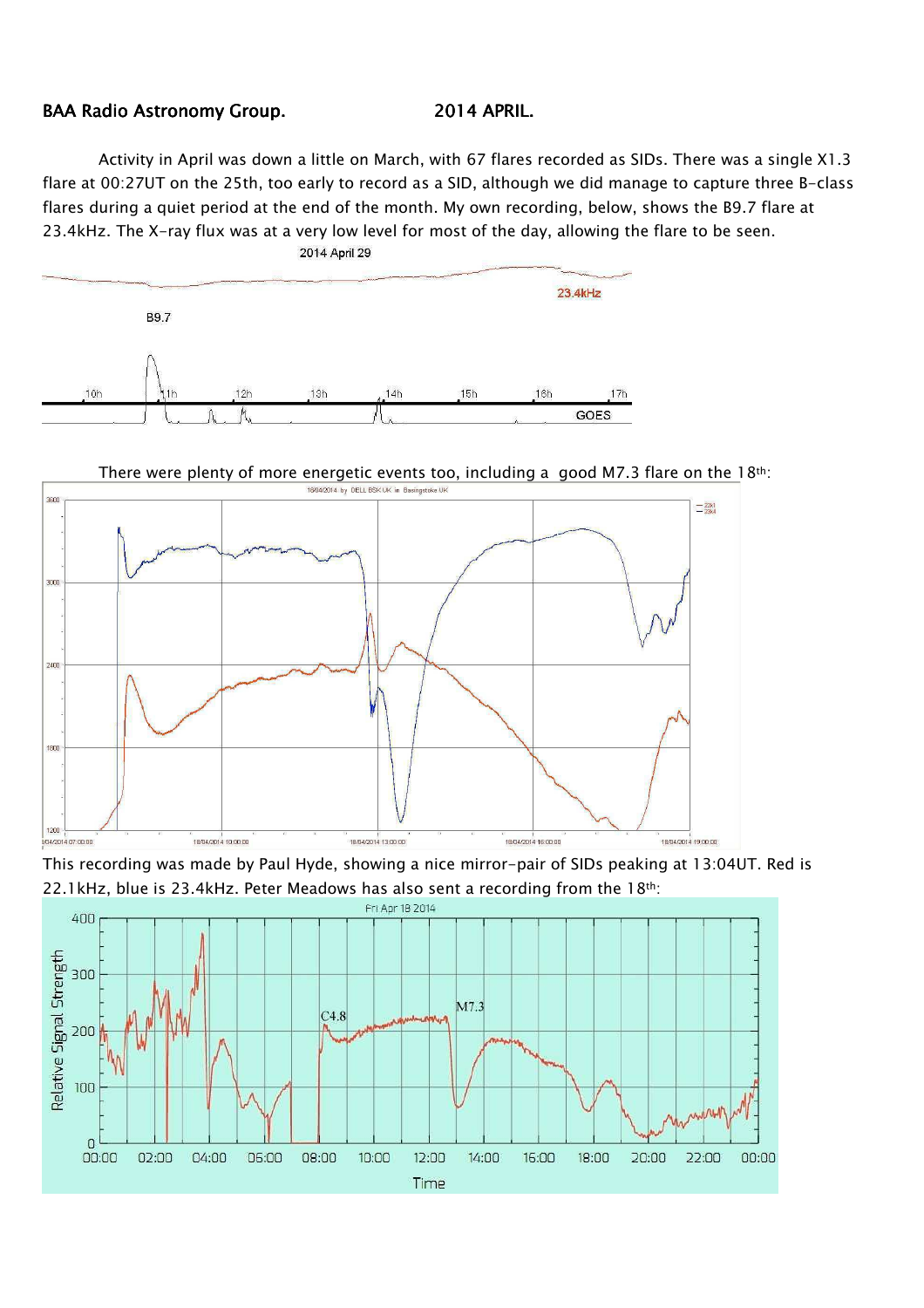BAA Radio Astronomy Group. 2014 APRIL.

Activity in April was down a little on March, with 67 flares recorded as SIDs. There was a single X1.3 flare at 00:27UT on the 25th, too early to record as a SID, although we did manage to capture three B-class flares during a quiet period at the end of the month. My own recording, below, shows the B9.7 flare at 23.4kHz. The X-ray flux was at a very low level for most of the day, allowing the flare to be seen.

There were plenty of more energetic events too, including a good M7.3 flare on the 18th:

This recording was made by Paul Hyde, showing a nice mirror-pair of SIDs peaking at 13:04UT. Red is 22.1kHz, blue is 23.4kHz. Peter Meadows has also sent a recording from the 18th: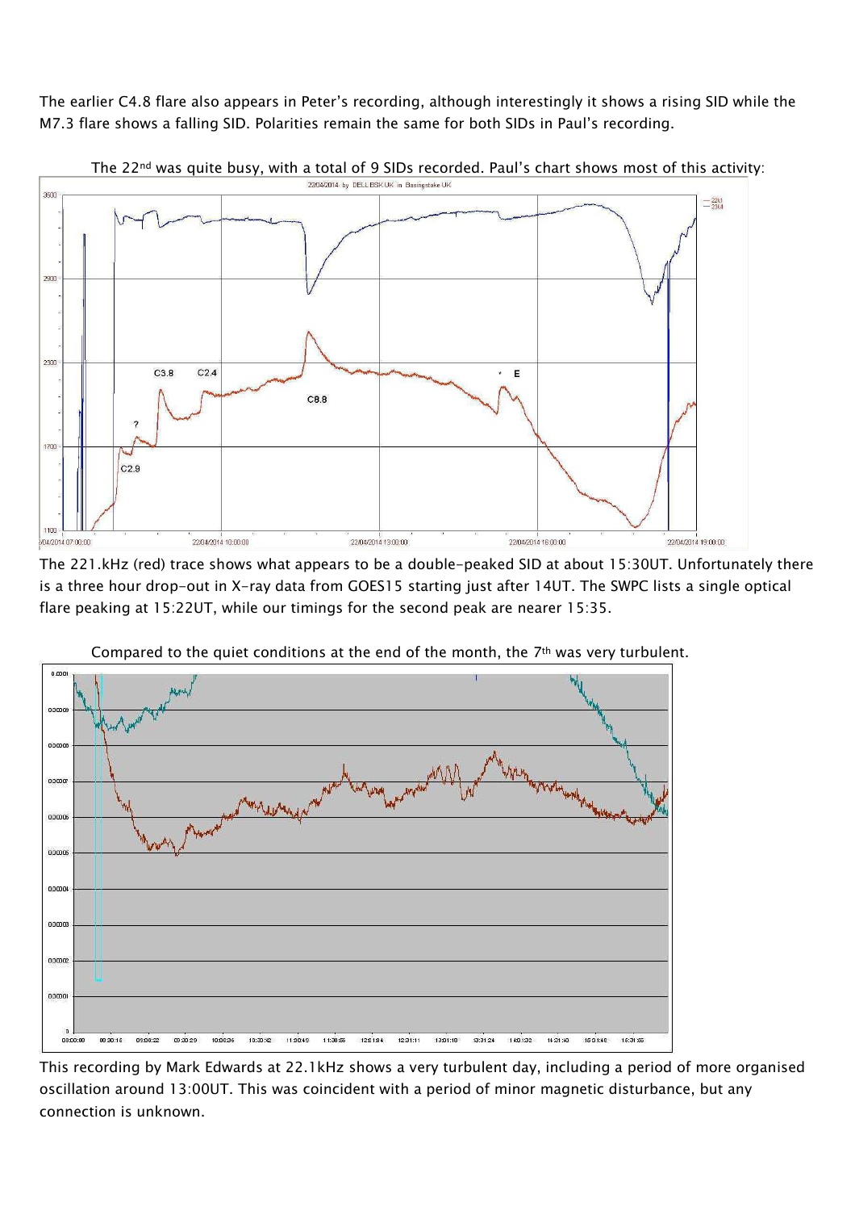The earlier C4.8 flare also appears in Peter's recording, although interestingly it shows a rising SID while the M7.3 flare shows a falling SID. Polarities remain the same for both SIDs in Paul's recording.

The 22[nd] was quite busy, with a total of 9 SIDs recorded. Paul's chart shows most of this activity:

The 221.kHz (red) trace shows what appears to be a double-peaked SID at about 15:30UT. Unfortunately there is a three hour drop-out in X-ray data from GOES15 starting just after 14UT. The SWPC lists a single optical flare peaking at 15:22UT, while our timings for the second peak are nearer 15:35.

Compared to the quiet conditions at the end of the month, the 7[th] was very turbulent.

This recording by Mark Edwards at 22.1kHz shows a very turbulent day, including a period of more organised oscillation around 13:00UT. This was coincident with a period of minor magnetic disturbance, but any connection is unknown.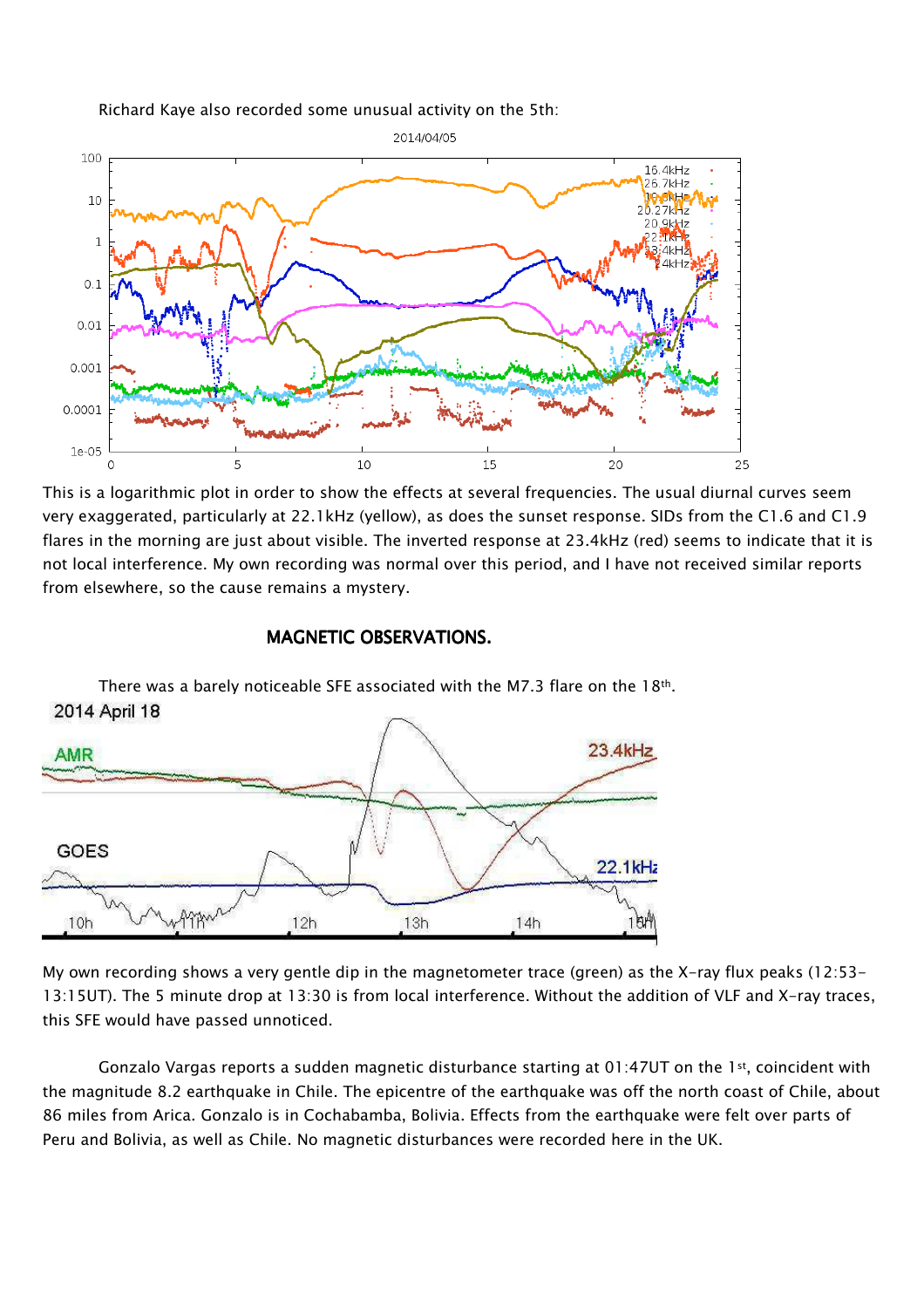Richard Kaye also recorded some unusual activity on the 5th:

This is a logarithmic plot in order to show the effects at several frequencies. The usual diurnal curves seem very exaggerated, particularly at 22.1kHz (yellow), as does the sunset response. SIDs from the C1.6 and C1.9 flares in the morning are just about visible. The inverted response at 23.4kHz (red) seems to indicate that it is not local interference. My own recording was normal over this period, and I have not received similar reports from elsewhere, so the cause remains a mystery.

## MAGNETIC OBSERVATIONS.

There was a barely noticeable SFE associated with the M7.3 flare on the 18th.

My own recording shows a very gentle dip in the magnetometer trace (green) as the X-ray flux peaks (12:53-13:15UT). The 5 minute drop at 13:30 is from local interference. Without the addition of VLF and X-ray traces, this SFE would have passed unnoticed.

Gonzalo Vargas reports a sudden magnetic disturbance starting at 01:47UT on the 1st, coincident with the magnitude 8.2 earthquake in Chile. The epicentre of the earthquake was off the north coast of Chile, about 86 miles from Arica. Gonzalo is in Cochabamba, Bolivia. Effects from the earthquake were felt over parts of Peru and Bolivia, as well as Chile. No magnetic disturbances were recorded here in the UK.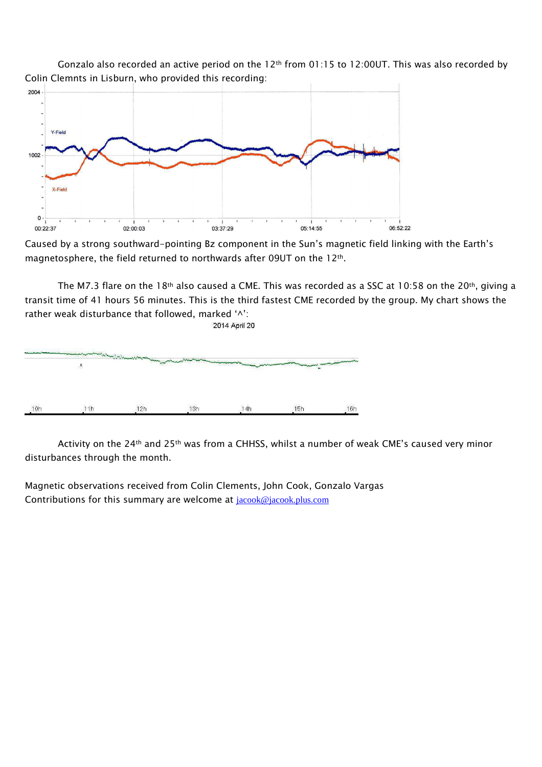Gonzalo also recorded an active period on the 12th from 01:15 to 12:00UT. This was also recorded by Colin Clemnts in Lisburn, who provided this recording:

Caused by a strong southward-pointing Bz component in the Sun's magnetic field linking with the Earth's magnetosphere, the field returned to northwards after 09UT on the 12th.

The M7.3 flare on the 18th also caused a CME. This was recorded as a SSC at 10:58 on the 20th, giving a transit time of 41 hours 56 minutes. This is the third fastest CME recorded by the group. My chart shows the rather weak disturbance that followed, marked '^':

Activity on the 24th and 25th was from a CHHSS, whilst a number of weak CME's caused very minor disturbances through the month.

Magnetic observations received from Colin Clements, John Cook, Gonzalo Vargas
Contributions for this summary are welcome at jacook@jacook.plus.com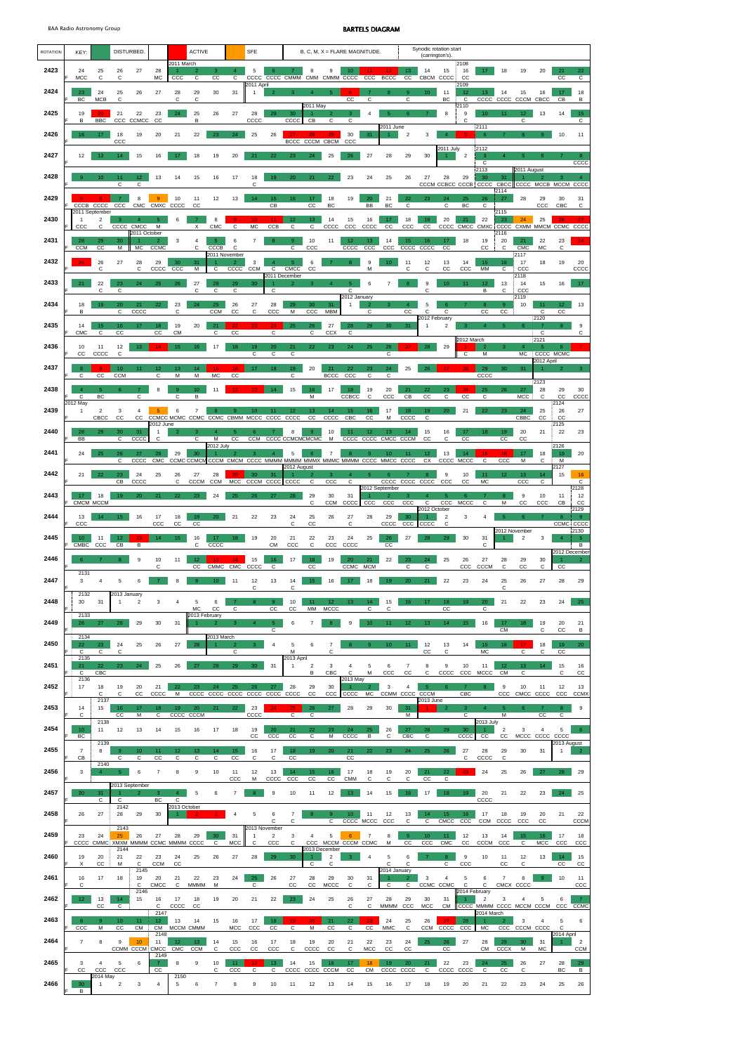BAA Radio Astronomy Group

# BARTELS DIAGRAM

ROTATION | KEY: | DISTURBED. | ACTIVE | SFE | B, C, M, X = FLARE MAGNITUDE. | Synodic rotation start (carrington's).

2423
2011 March
24 25 26 27 28 1 2 3 4 5 6 7 8 9 10 11 12 13 14 15 16 17 18 19 20 21 22
F: MCC C C MC CCC C CC C CCCC CCCC CMMM CMM CMMM CCCC CCB BCCC CC CBCM CCCC CC CC C
2108

2424
2011 April
23 24 25 26 27 28 29 30 31 1 2 3 4 5 6 7 8 9 10 11 12 13 14 15 16 17 18
F: BC MCB C C C CC C BC C CCCC CCCC CCCM CBCC CB B
2109

2425
2011 May
19 20 21 22 23 24 25 26 27 28 29 30 1 2 3 4 5 6 7 8 9 10 11 12 13 14 15
F: B BBC CCC CCMCC CC B CCCC CCCC CC C C C C
2110

2426
2011 June
16 17 18 19 20 21 22 23 24 25 26 27 28 29 30 31 1 2 3 4 5 6 7 8 9 10 11
F: CCC BCCC CCCM CBCM CCC
2111

2427
2011 July
12 13 14 15 16 17 18 19 20 21 22 23 24 25 26 27 28 29 30 1 2 3 4 5 6 7 8
F: C CCCC
2112

2428
2011 August
9 10 11 12 13 14 15 16 17 18 19 20 21 22 23 24 25 26 27 28 29 30 31 1 2 3 4
F: C C C CCCM CCBCC CCCB CBCC CCCC CBCC CCCC MCCB MCCM CCCC
2113

2429
5 6 7 8 9 10 11 12 13 14 15 16 17 18 19 20 21 22 23 24 25 26 27 28 29 30 31
F: CCCB CCCC CCC CMC CMXC CCCC CC CB CC BC BB BC C C BC C CCC CBC C
2114

2430
2011 September
1 2 3 4 5 6 7 8 9 10 11 12 13 14 15 16 17 18 19 20 21 22 23 24 25 26 27
F: CCC C CCCC CMCC M X CMC C MC CCB C C CCCC CCC CCCC CC CCC CC CCCC CMCC CMXC CCCC CXMM MMCM CCMC CCCC
2115

2431
2011 October
28 29 30 1 2 3 4 5 6 7 8 9 10 11 12 13 14 15 16 17 18 19 20 21 22 23 24
F: CCM CC M MC CCMC C CCCB C C CCC CCCC CCC CCC CCCC CCCC CC CC C CMC MC C
2116

2432
2011 November
25 26 27 28 29 30 31 1 2 3 4 5 6 7 8 9 10 11 12 13 14 15 16 17 18 19 20
F: C C CCCC CCC M C CCCC CCM C CMCC CC M C C CC CCC MM C CCC CCCC
2117

2433
2011 December
21 22 23 24 25 26 27 28 29 30 1 2 3 4 5 6 7 8 9 10 11 12 13 14 15 16 17
F: C C C C C C C C B C CCC
2118

2434
2012 January
18 19 20 21 22 23 24 25 26 27 28 29 30 31 1 2 3 4 5 6 7 8 9 10 11 12 13
F: B C CCCC C CCM CC CCC M CCC MBM C CC C C CC CC C CC
2119

2435
2012 February
14 15 16 17 18 19 20 21 22 23 24 25 26 27 28 29 30 31 1 2 3 4 5 6 7 8 9
F: CMC C CC CC CM CC C C CCX C C C C
2120

2436
2012 March
10 11 12 13 14 15 16 17 18 19 20 21 22 23 24 25 26 27 28 29 1 2 3 4 5 6 7
F: CC CCCC C C C C C C M MC CCCC MCMC
2121

2437
2012 April
8 9 10 11 12 13 14 15 16 17 18 19 20 21 22 23 24 25 26 27 28 29 30 31 1 2 3
F: C CC CCM C M M MC CC C BCCC CCC C C CCCC
2122

2438
4 5 6 7 8 9 10 11 12 13 14 15 16 17 18 19 20 21 22 23 24 25 26 27 28 29 30
F: C BC C B M CCBCC C C CB CC C CC C MCC C CC CCCC
2123

2439
2012 May
1 2 3 4 5 6 7 8 9 10 11 12 13 14 15 16 17 18 19 20 21 22 23 24 25 26 27
F: CBCC CC CC CCMCC MCMC CCMC CBMM MCCC CCCC CCC CCCC CBC CC M CCCC C CBBC CC CC
2124

2440
2012 June
28 29 30 31 1 2 3 4 5 6 7 8 9 10 11 12 13 14 15 16 17 18 19 20 21 22 23
F: BB C CCCC C C M CC CCM CCCC CCMCMCMC M CCCC CCCC CMCC CCCM CC C CC CC CC
2125

2441
2012 July
24 25 26 27 28 29 30 1 2 3 4 5 6 7 8 9 10 11 12 13 14 15 16 17 18 19 20
F: C CCCC CMC CMCC CCMCM CCCM CMCM CCCC MMMM MMMM MMMX MMMC MMMM CCCC MMCC CCCC CX CCCC MCCC C CCC M C M
2126

2442
2012 August
21 22 23 24 25 26 27 28 29 30 31 1 2 3 4 5 6 7 8 9 10 11 12 13 14 15 16
F: CB CCCC C CCCM CCM MCC CCCM CCCC CCCC C CCC C CCCC CCCC CCCC CCC CC MC CCC C C
2127

2443
2012 September
17 18 19 20 21 22 23 24 25 26 27 28 29 30 31 1 2 3 4 5 6 7 8 9 10 11 12
F: CMCM MCCM C CCM CCCC CCC CCC C C MCCC C M CC CCC CB CC
2128

2444
2012 October
13 14 15 16 17 18 19 20 21 22 23 24 25 26 27 28 29 30 1 2 3 4 5 6 7 8 9
F: CCC CCC CC CC C CC C CCCC CCCC C CCMC CCCC
2129

2445
2012 November
10 11 12 13 14 15 16 17 18 19 20 21 22 23 24 25 26 27 28 29 30 31 1 2 3 4 5
F: CMBC CCC CB B C CCCC CM CCC C CCC CCCC CC C B
2130

2446
2012 December
6 7 8 9 10 11 12 13 14 15 16 17 18 19 20 21 22 23 24 25 26 27 28 29 30 1 2
F: C CC CMMC CMC CCCC C C C CCMC MCM C C CCC CCCM C CC C CC
2131

2447
3 4 5 6 7 8 9 10 11 12 13 14 15 16 17 18 19 20 21 22 23 24 25 26 27 28 29
F: C C C
2132

2448
2013 January
30 31 1 2 3 4 5 6 7 8 9 10 11 12 13 14 15 16 17 18 19 20 21 22 23 24 25
F: MC CC C CC CC MM MCCC C C CC C
2133

2449
2013 February
26 27 28 29 30 31 1 2 3 4 5 6 7 8 9 10 11 12 13 14 15 16 17 18 19 20 21
F: C CM C CC B
2134

2450
2013 March
22 23 24 25 26 27 28 1 2 3 4 5 6 7 8 9 10 11 12 13 14 15 16 17 18 19 20
F: C C C C M C CC C MC C CC
2135

2451
2013 April
21 22 23 24 25 26 27 28 29 30 31 1 2 3 4 5 6 7 8 9 10 11 12 13 14 15 16
F: C CBC B CBC C M CCC C CCCC CCC MCCC CM C C CC
2136

2452
2013 May
17 18 19 20 21 22 23 24 25 26 27 28 29 30 1 2 3 4 5 6 7 8 9 10 11 12 13
F: C C CC CCCC M CCCC CCCC CCCC CCCC CCCC CCC CCCC MC CCMM CCMC CCCM CBC CCC CMCC CCCC CCC CCMX
2137

2453
2013 June
14 15 16 17 18 19 20 21 22 23 24 25 26 27 28 29 30 31 1 2 3 4 5 6 7 8 9
F: C CC M C CCCC CCCM CCCC C C M C M CC C
2138

2454
2013 July
10 11 12 13 14 15 16 17 18 19 20 21 22 23 24 25 26 27 28 29 30 1 2 3 4 5 6
F: BC CC CCC CC C M CCCC B C CBC C CCCC CC CC MCCC CCCC CCCC
2139

2455
2013 August
7 8 9 10 11 12 13 14 15 16 17 18 19 20 21 22 23 24 25 26 27 28 29 30 31 1 2
F: CB C C CC C C C CC C C CC CC C CCCC C
2140

2456
3 4 5 6 7 8 9 10 11 12 13 14 15 16 17 18 19 20 21 22 23 24 25 26 27 28 29
F: CCC M CCCC CCC CC CC CMM C C CC C
2141

2457
2013 September
30 31 1 2 3 4 5 6 7 8 9 10 11 12 13 14 15 16 17 18 19 20 21 22 23 24 25
F: C C BC C CCCC
2142

2458
2013 October
26 27 28 29 30 1 2 3 4 5 6 7 8 9 10 11 12 13 14 15 16 17 18 19 20 21 22
F: C C C CCCC MCCC CCC C C CMCC CCC CCM CCCC CCC CC CCCM
2143

2459
2013 November
23 24 25 26 27 28 29 30 31 1 2 3 4 5 6 7 8 9 10 11 12 13 14 15 16 17 18
F: CCCC CMMC XMXM MMMM CCMC MMMM CCCC C MCC C CCC MCCM CCCM CCMC M CC CCC CMC CC CCCM CCC C MCC CCC CCC
2144

2460
2013 December
19 20 21 22 23 24 25 26 27 28 29 30 1 2 3 4 5 6 7 8 9 10 11 12 13 14 15
F: X CC M C CCM CC C C C C C CCC CC C CC CC
2145

2461
2014 January
16 17 18 19 20 21 22 23 24 25 26 27 28 29 30 31 1 2 3 4 5 6 7 8 9 10 11
F: C C CMCC C C MMMM M C CC MCCC C C C CCMC CCMC C C CMCX CCCC CCC
2146

2462
2014 February
12 13 14 15 16 17 18 19 20 21 22 23 24 25 26 27 28 29 30 31 1 2 3 4 5 6 7
F: CC C C CCCC CC C C MMMM CCC MCC CM CCCC MMMM CCCC MCCM CCCM CCC CCMC
2147

2463
2014 March
8 9 10 11 12 13 14 15 16 17 18 19 20 21 22 23 24 25 26 27 28 1 2 3 4 5 6
F: CCC M CC CM CM MCCM CMMM MCC CCC C CC CC CC MMC C CCCC CCC CC MC CCC CCCM CCCC C
2148

2464
2014 April
7 8 9 10 11 12 13 14 15 16 17 18 19 20 21 22 23 24 25 26 27 28 29 30 31 1 2
F: CCMM CCCM CMCC CMC CCC C CCC CC C C C MCC CC CC CM CCCX M MC CCM
2149

2465
3 4 5 6 7 8 9 10 11 12 13 14 15 16 17 18 19 20 21 22 23 24 25 26 27 28 29
F: CC CCC CCC CC C CCC C CCCC CCCC CCCM CC CM CCCC CCCC C CCCC CCCC C CC C BC B
2150

2466
2014 May
30 1 2 3 4 5 6 7 8 9 10 11 12 13 14 15 16 17 18 19 20 21 22 23 24 25 26
F: B